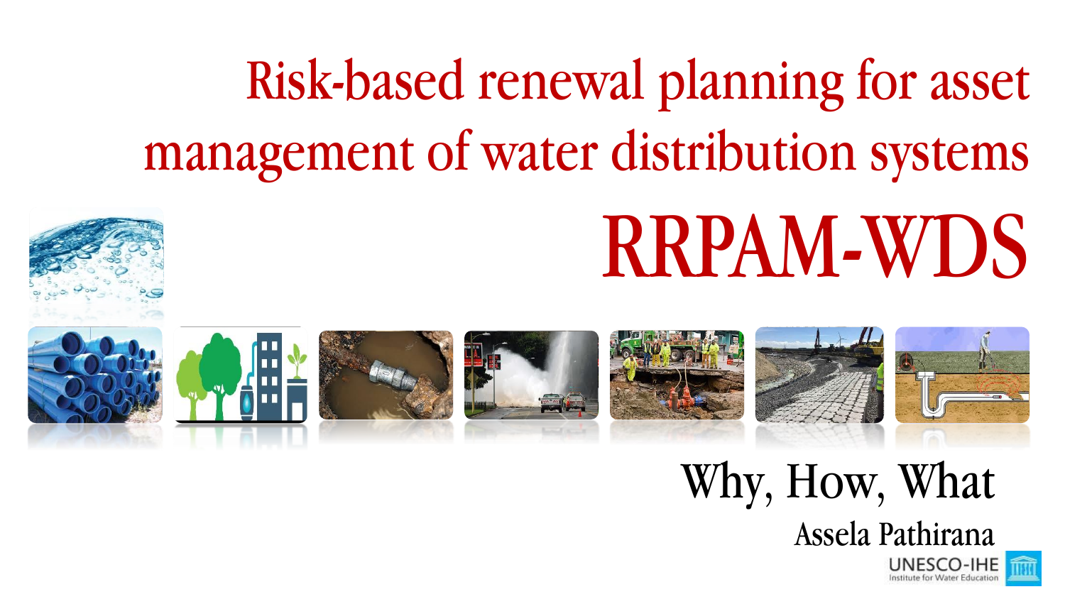# Risk-based renewal planning for asset management of water distribution systems

# RRPAM-WDS

## Why, How, What

Assela Pathirana

UNESCO-IHE
Institute for Water Education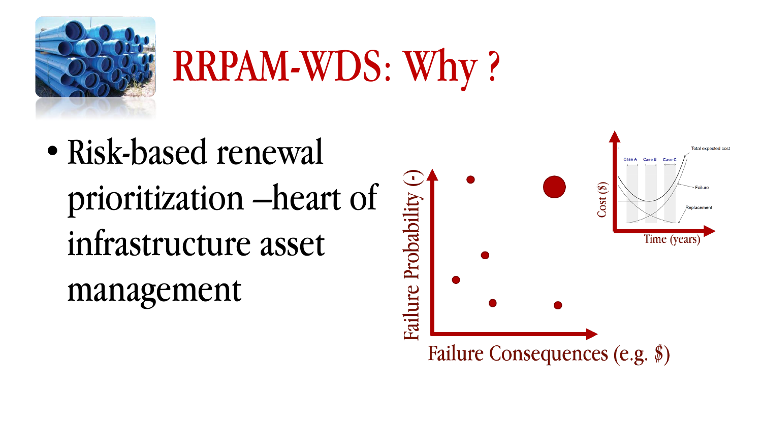# RRPAM-WDS: Why ?

- Risk-based renewal prioritization –heart of infrastructure asset management

Failure Probability (-)

Failure Consequences (e.g. $)

Cost ($)

Time (years)

Case A Case B Case C

Total expected cost

Failure

Replacement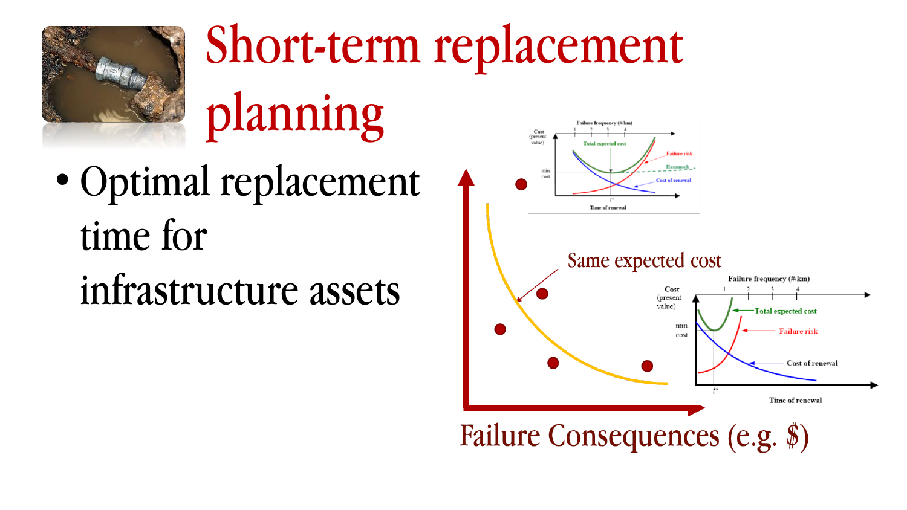# Short-term replacement planning

- Optimal replacement time for infrastructure assets

Same expected cost

Failure Consequences (e.g. $)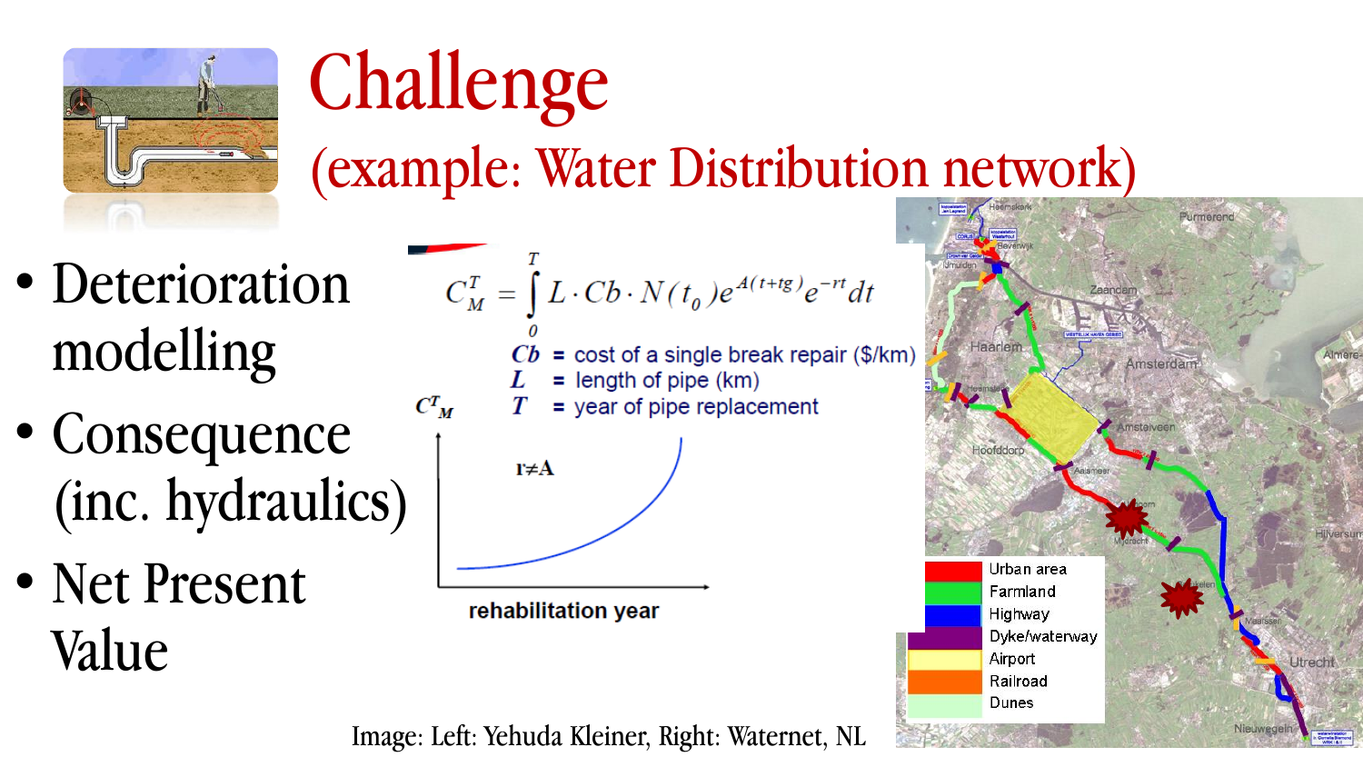# Challenge

## (example: Water Distribution network)

- Deterioration modelling
- Consequence (inc. hydraulics)
- Net Present Value

$$C_M^T = \int_0^T L \cdot Cb \cdot N(t_0) e^{A(t+tg)} e^{-rt} dt$$

$Cb$ = cost of a single break repair ($/km)
$L$ = length of pipe (km)
$T$ = year of pipe replacement

$C^T_M$

r≠A

rehabilitation year

Urban area
Farmland
Highway
Dyke/waterway
Airport
Railroad
Dunes

Image: Left: Yehuda Kleiner, Right: Waternet, NL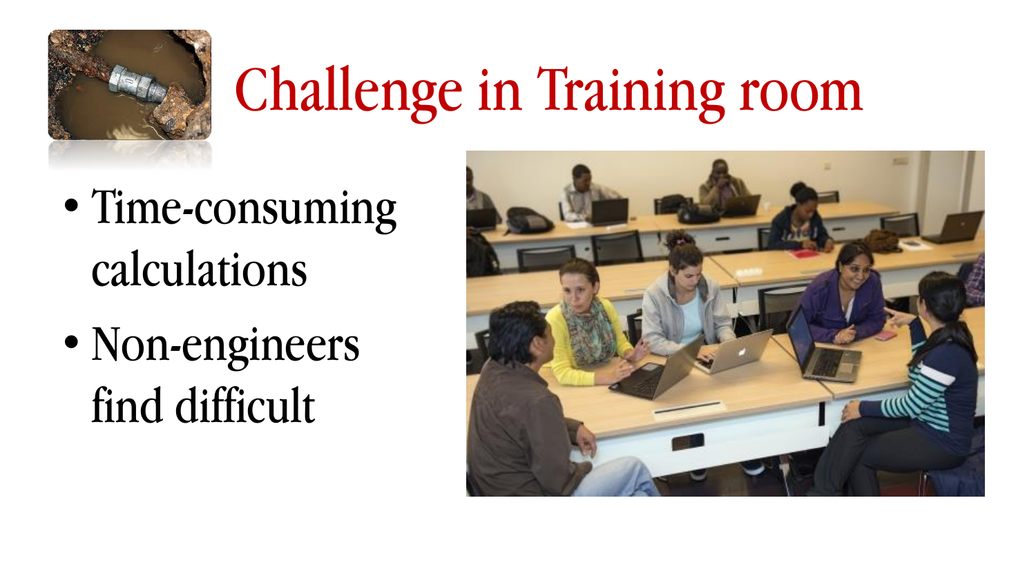# Challenge in Training room

- Time-consuming calculations
- Non-engineers find difficult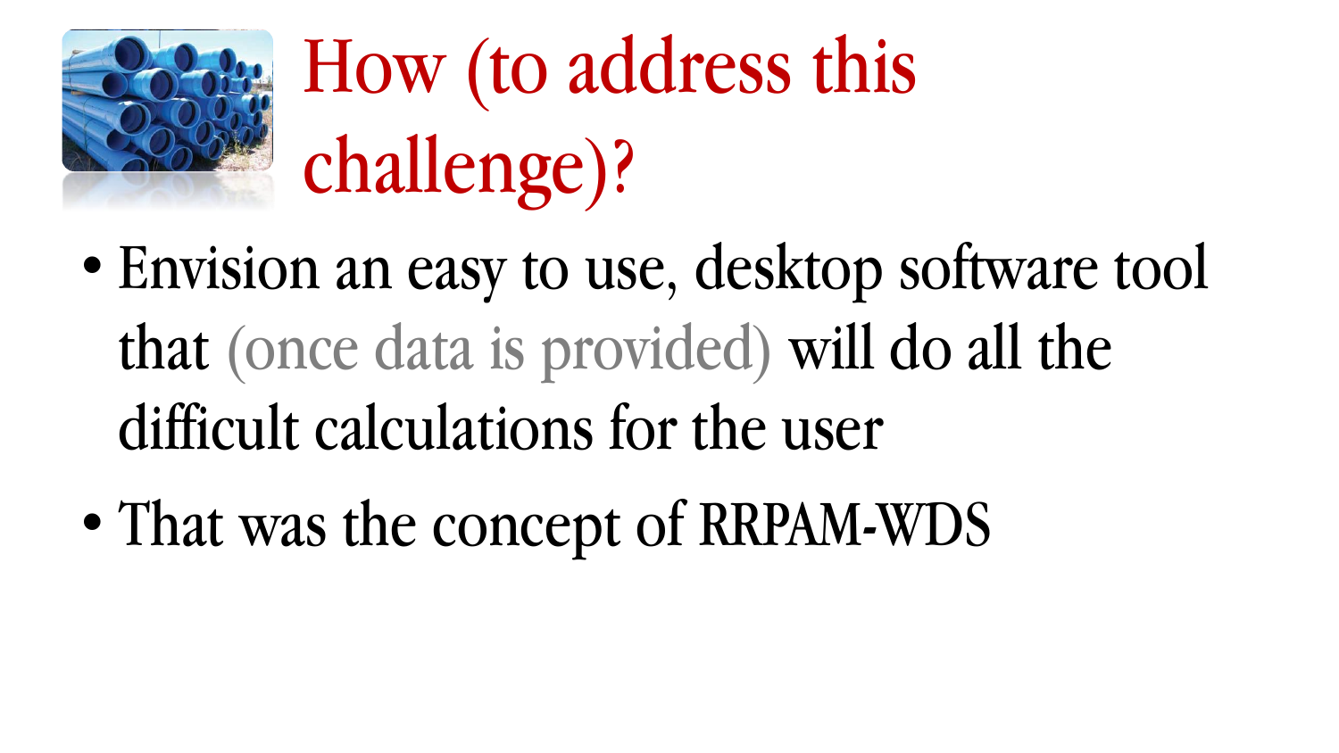# How (to address this challenge)?

- Envision an easy to use, desktop software tool that (once data is provided) will do all the difficult calculations for the user
- That was the concept of RRPAM-WDS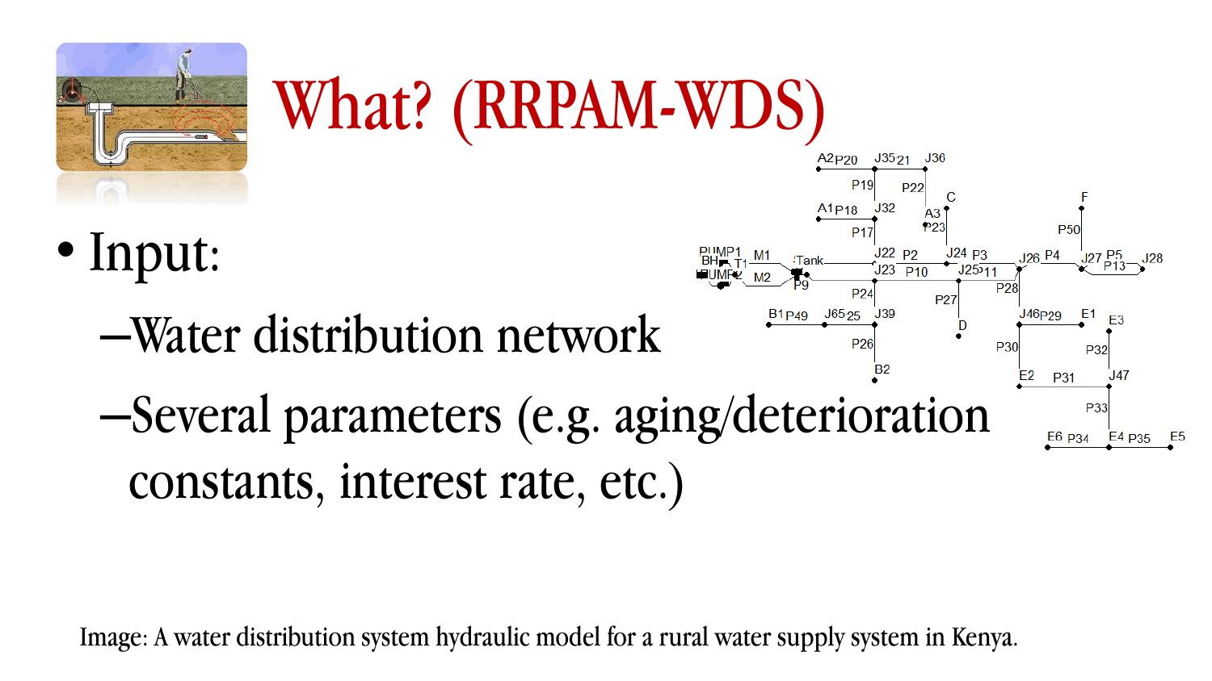# What? (RRPAM-WDS)

- Input:
  - Water distribution network
  - Several parameters (e.g. aging/deterioration constants, interest rate, etc.)

Image: A water distribution system hydraulic model for a rural water supply system in Kenya.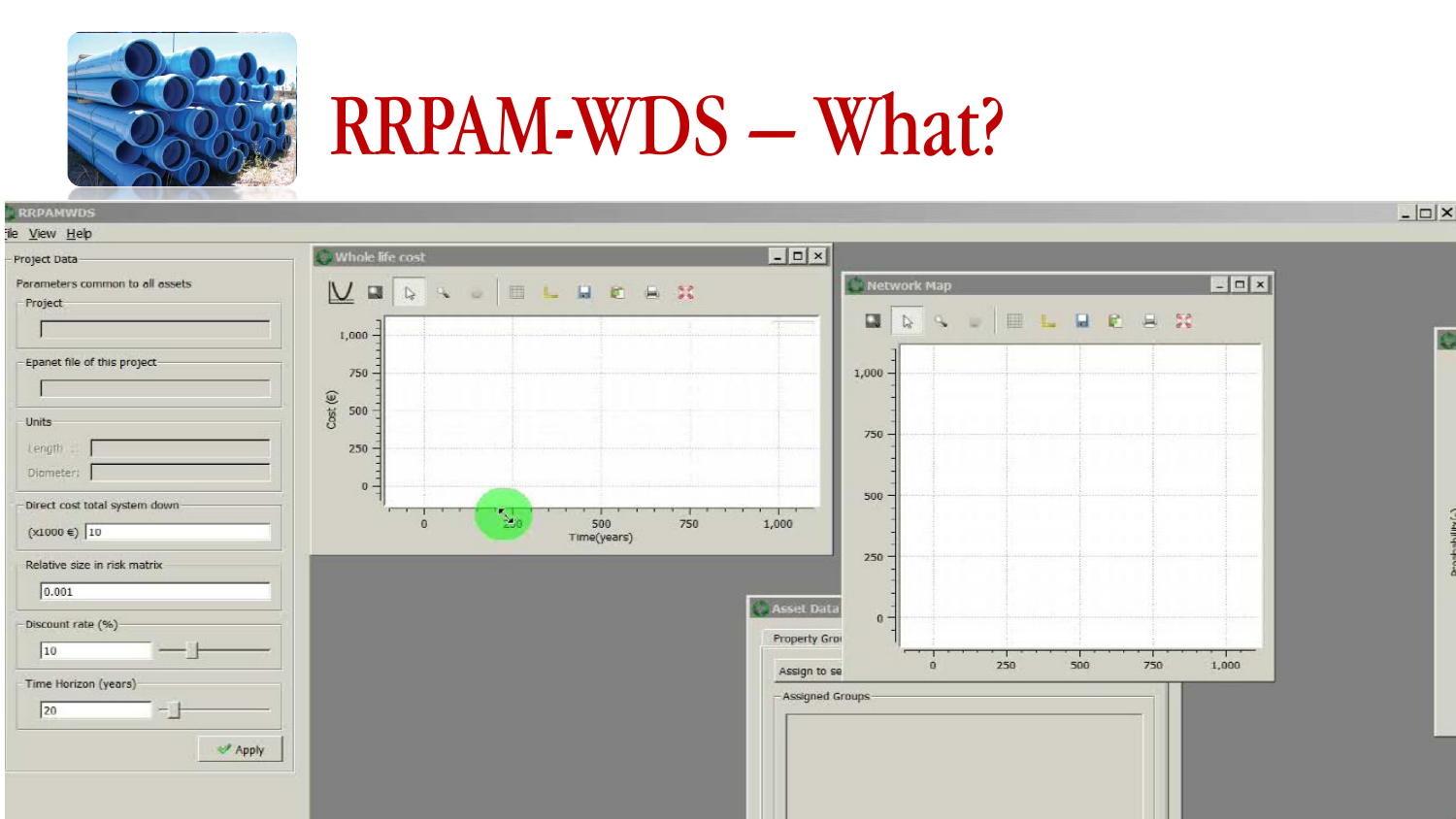# RRPAM-WDS – What?

RRPAMWDS

File View Help

Project Data

Parameters common to all assets

Project

Epanet file of this project

Units

Length:

Diameter:

Direct cost total system down

(x1000 €) 10

Relative size in risk matrix

0.001

Discount rate (%)

10

Time Horizon (years)

20

Apply

Whole life cost

Cost (€)

Time(years)

Network Map

Asset Data

Property Gro

Assign to se

Assigned Groups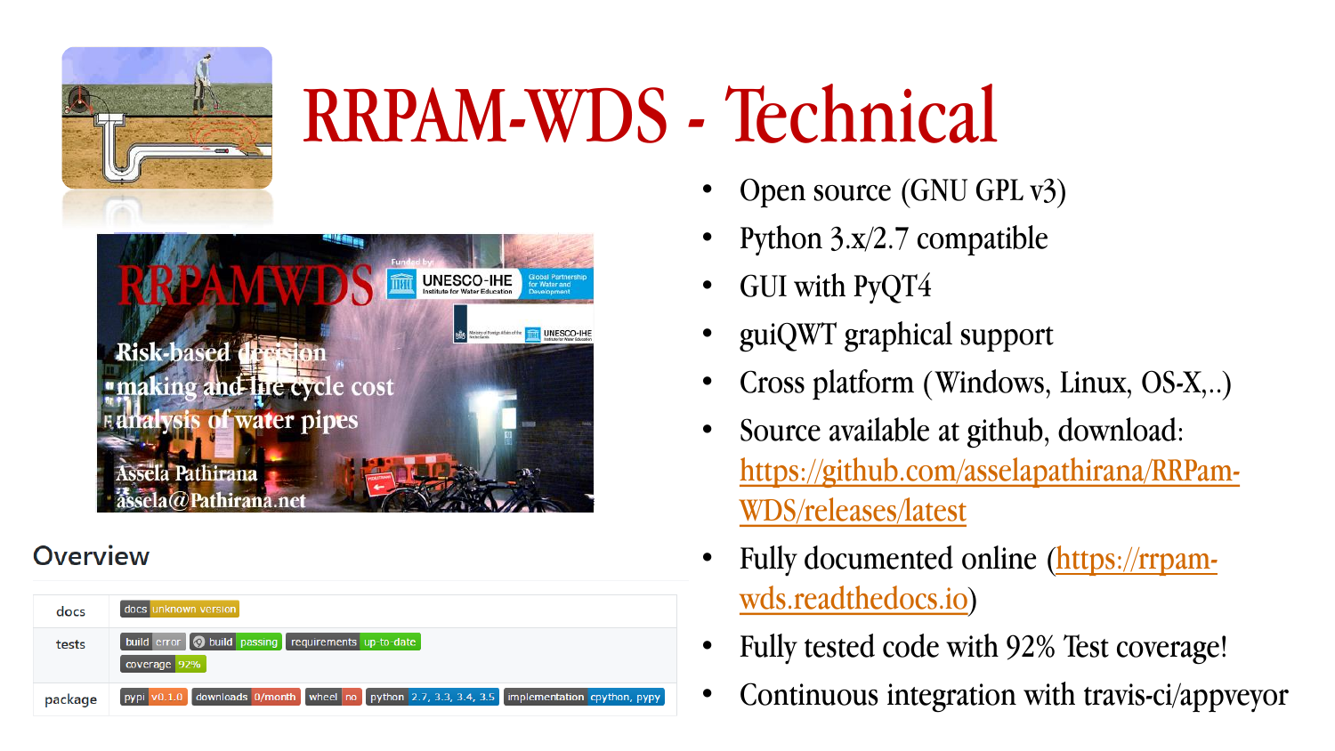# RRPAM-WDS - Technical

- Open source (GNU GPL v3)
- Python 3.x/2.7 compatible
- GUI with PyQT4
- guiQWT graphical support
- Cross platform (Windows, Linux, OS-X,..)
- Source available at github, download: https://github.com/asselapathirana/RRPam-WDS/releases/latest
- Fully documented online (https://rrpam-wds.readthedocs.io)
- Fully tested code with 92% Test coverage!
- Continuous integration with travis-ci/appveyor

## Overview

| | |
|---|---|
| docs | docs unknown version |
| tests | build error; build passing; requirements up-to-date; coverage 92% |
| package | pypi v0.1.0; downloads 0/month; wheel no; python 2.7, 3.3, 3.4, 3.5; implementation cpython, pypy |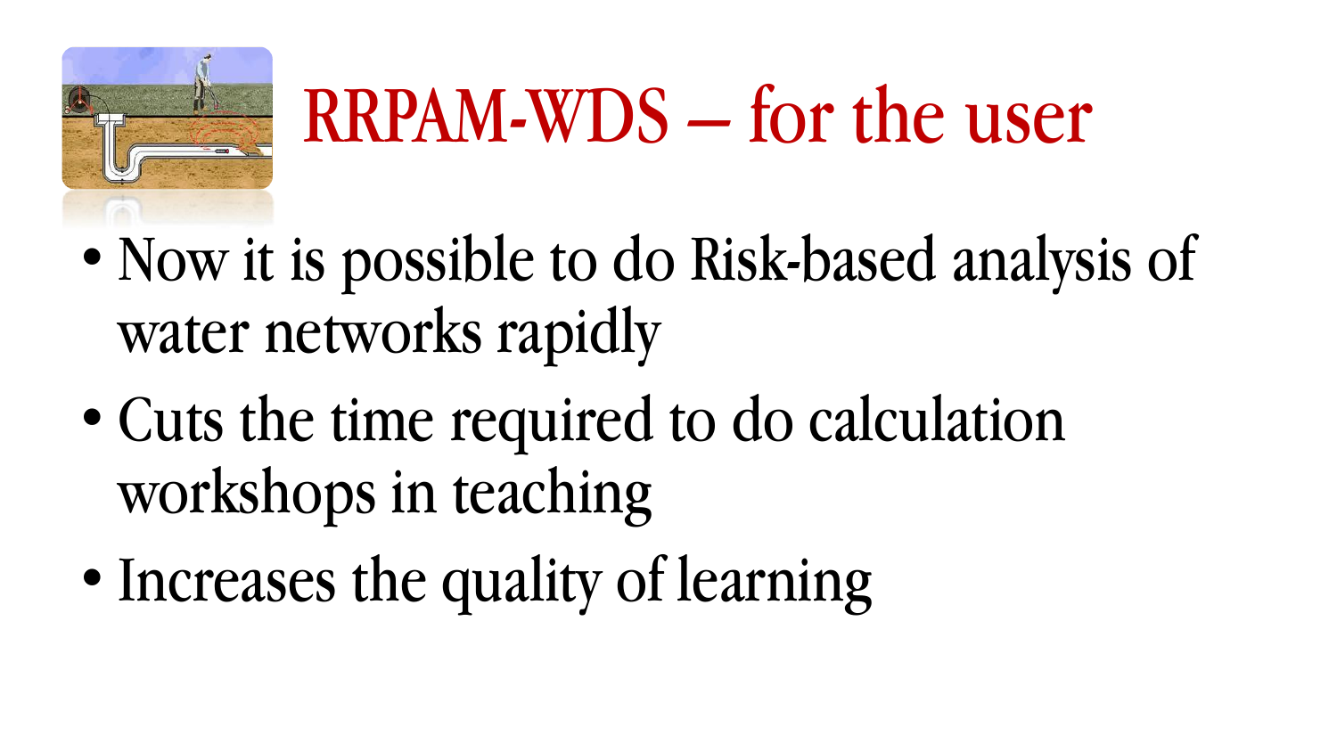# RRPAM-WDS – for the user

- Now it is possible to do Risk-based analysis of water networks rapidly
- Cuts the time required to do calculation workshops in teaching
- Increases the quality of learning